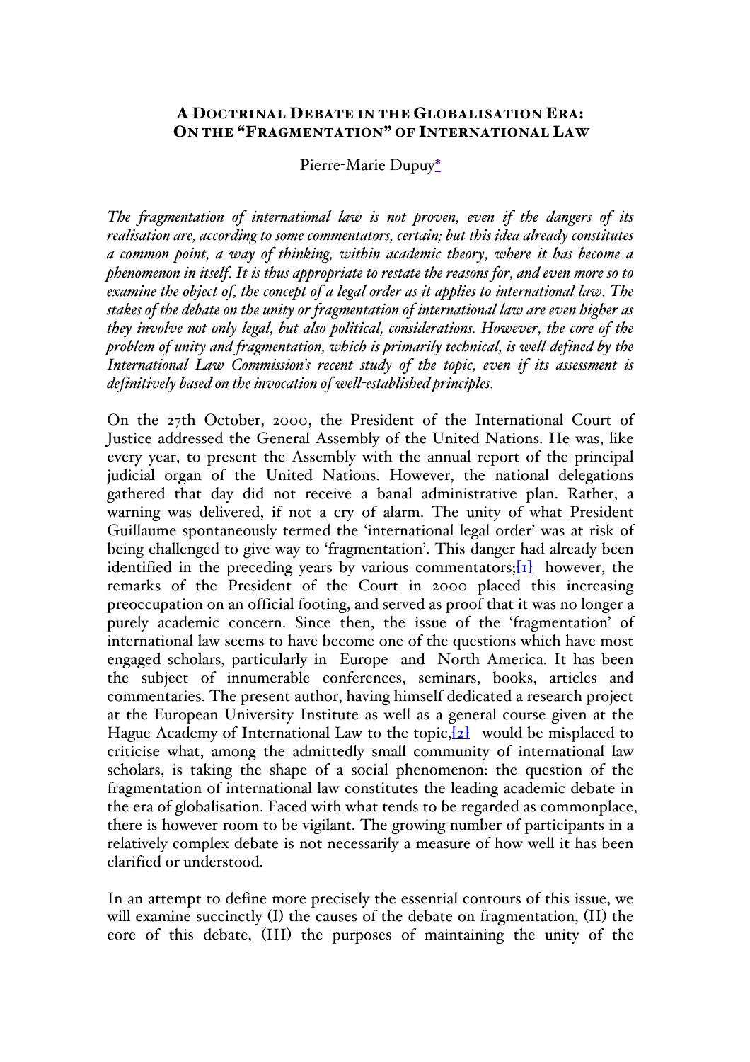# A Doctrinal Debate in the Globalisation Era: On the "Fragmentation" of International Law

Pierre-Marie Dupuy*

*The fragmentation of international law is not proven, even if the dangers of its realisation are, according to some commentators, certain; but this idea already constitutes a common point, a way of thinking, within academic theory, where it has become a phenomenon in itself. It is thus appropriate to restate the reasons for, and even more so to examine the object of, the concept of a legal order as it applies to international law. The stakes of the debate on the unity or fragmentation of international law are even higher as they involve not only legal, but also political, considerations. However, the core of the problem of unity and fragmentation, which is primarily technical, is well-defined by the International Law Commission's recent study of the topic, even if its assessment is definitively based on the invocation of well-established principles.*

On the 27th October, 2000, the President of the International Court of Justice addressed the General Assembly of the United Nations. He was, like every year, to present the Assembly with the annual report of the principal judicial organ of the United Nations. However, the national delegations gathered that day did not receive a banal administrative plan. Rather, a warning was delivered, if not a cry of alarm. The unity of what President Guillaume spontaneously termed the 'international legal order' was at risk of being challenged to give way to 'fragmentation'. This danger had already been identified in the preceding years by various commentators;[1] however, the remarks of the President of the Court in 2000 placed this increasing preoccupation on an official footing, and served as proof that it was no longer a purely academic concern. Since then, the issue of the 'fragmentation' of international law seems to have become one of the questions which have most engaged scholars, particularly in Europe and North America. It has been the subject of innumerable conferences, seminars, books, articles and commentaries. The present author, having himself dedicated a research project at the European University Institute as well as a general course given at the Hague Academy of International Law to the topic,[2] would be misplaced to criticise what, among the admittedly small community of international law scholars, is taking the shape of a social phenomenon: the question of the fragmentation of international law constitutes the leading academic debate in the era of globalisation. Faced with what tends to be regarded as commonplace, there is however room to be vigilant. The growing number of participants in a relatively complex debate is not necessarily a measure of how well it has been clarified or understood.

In an attempt to define more precisely the essential contours of this issue, we will examine succinctly (I) the causes of the debate on fragmentation, (II) the core of this debate, (III) the purposes of maintaining the unity of the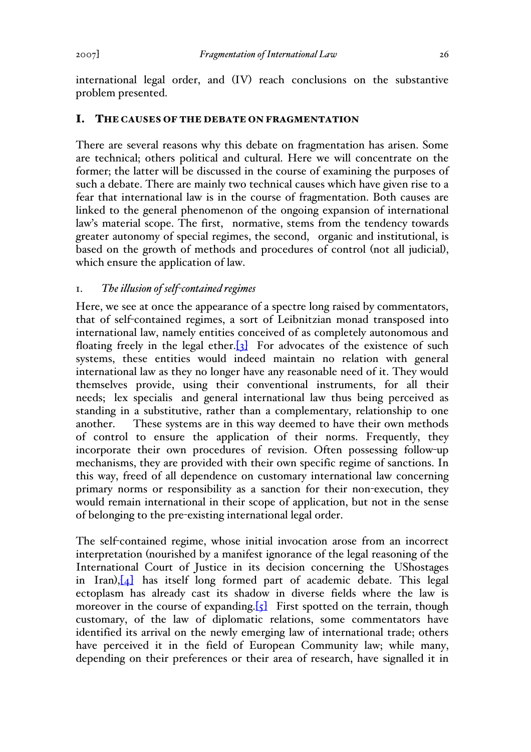international legal order, and (IV) reach conclusions on the substantive problem presented.

## I. THE CAUSES OF THE DEBATE ON FRAGMENTATION

There are several reasons why this debate on fragmentation has arisen. Some are technical; others political and cultural. Here we will concentrate on the former; the latter will be discussed in the course of examining the purposes of such a debate. There are mainly two technical causes which have given rise to a fear that international law is in the course of fragmentation. Both causes are linked to the general phenomenon of the ongoing expansion of international law's material scope. The first, normative, stems from the tendency towards greater autonomy of special regimes, the second, organic and institutional, is based on the growth of methods and procedures of control (not all judicial), which ensure the application of law.

### 1. *The illusion of self-contained regimes*

Here, we see at once the appearance of a spectre long raised by commentators, that of self-contained regimes, a sort of Leibnitzian monad transposed into international law, namely entities conceived of as completely autonomous and floating freely in the legal ether.[3] For advocates of the existence of such systems, these entities would indeed maintain no relation with general international law as they no longer have any reasonable need of it. They would themselves provide, using their conventional instruments, for all their needs; lex specialis and general international law thus being perceived as standing in a substitutive, rather than a complementary, relationship to one another. These systems are in this way deemed to have their own methods of control to ensure the application of their norms. Frequently, they incorporate their own procedures of revision. Often possessing follow-up mechanisms, they are provided with their own specific regime of sanctions. In this way, freed of all dependence on customary international law concerning primary norms or responsibility as a sanction for their non-execution, they would remain international in their scope of application, but not in the sense of belonging to the pre-existing international legal order.

The self-contained regime, whose initial invocation arose from an incorrect interpretation (nourished by a manifest ignorance of the legal reasoning of the International Court of Justice in its decision concerning the UShostages in Iran),[4] has itself long formed part of academic debate. This legal ectoplasm has already cast its shadow in diverse fields where the law is moreover in the course of expanding.[5] First spotted on the terrain, though customary, of the law of diplomatic relations, some commentators have identified its arrival on the newly emerging law of international trade; others have perceived it in the field of European Community law; while many, depending on their preferences or their area of research, have signalled it in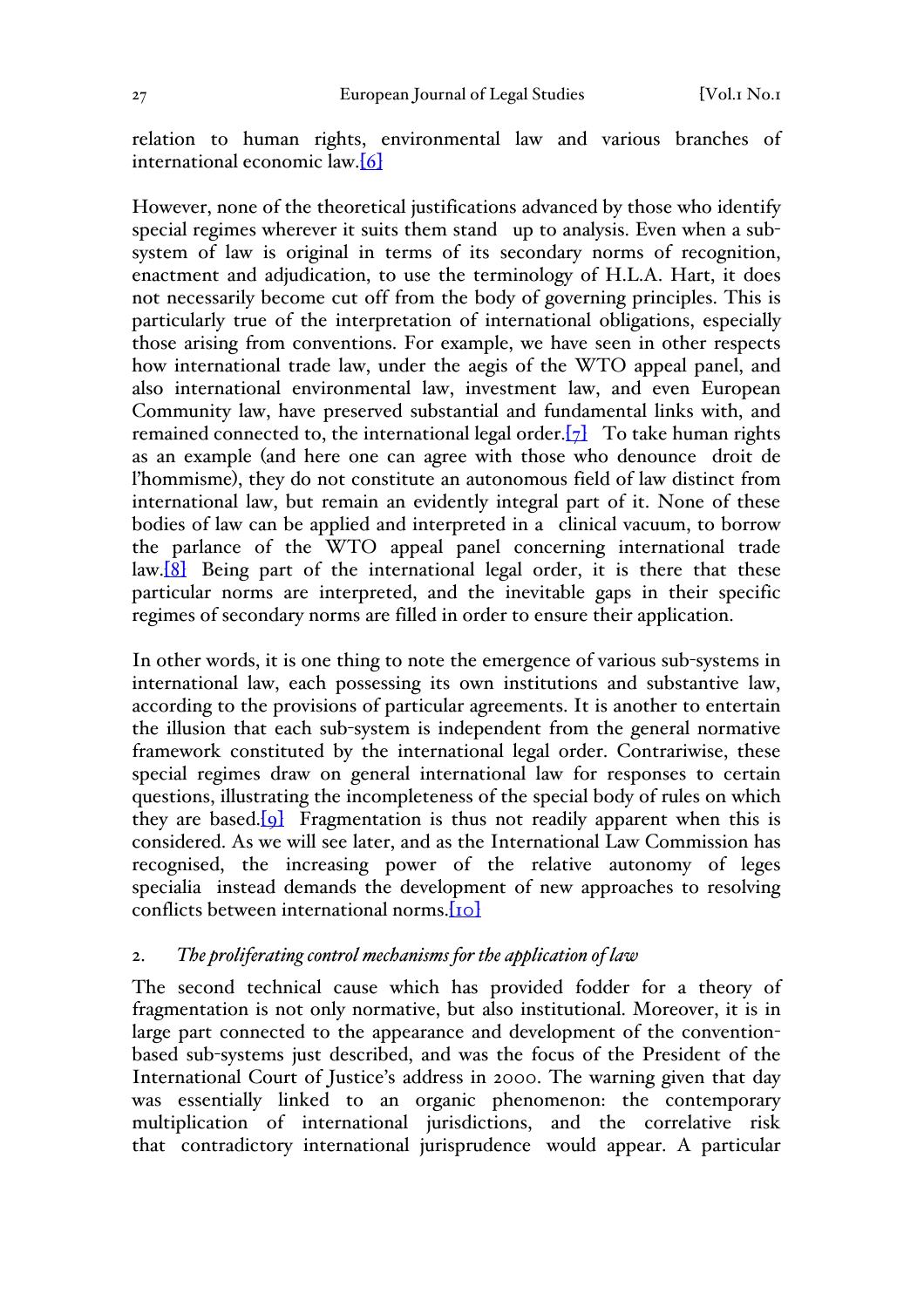relation to human rights, environmental law and various branches of international economic law.[6]

However, none of the theoretical justifications advanced by those who identify special regimes wherever it suits them stand up to analysis. Even when a sub-system of law is original in terms of its secondary norms of recognition, enactment and adjudication, to use the terminology of H.L.A. Hart, it does not necessarily become cut off from the body of governing principles. This is particularly true of the interpretation of international obligations, especially those arising from conventions. For example, we have seen in other respects how international trade law, under the aegis of the WTO appeal panel, and also international environmental law, investment law, and even European Community law, have preserved substantial and fundamental links with, and remained connected to, the international legal order.[7] To take human rights as an example (and here one can agree with those who denounce droit de l'hommisme), they do not constitute an autonomous field of law distinct from international law, but remain an evidently integral part of it. None of these bodies of law can be applied and interpreted in a clinical vacuum, to borrow the parlance of the WTO appeal panel concerning international trade law.[8] Being part of the international legal order, it is there that these particular norms are interpreted, and the inevitable gaps in their specific regimes of secondary norms are filled in order to ensure their application.

In other words, it is one thing to note the emergence of various sub-systems in international law, each possessing its own institutions and substantive law, according to the provisions of particular agreements. It is another to entertain the illusion that each sub-system is independent from the general normative framework constituted by the international legal order. Contrariwise, these special regimes draw on general international law for responses to certain questions, illustrating the incompleteness of the special body of rules on which they are based.[9] Fragmentation is thus not readily apparent when this is considered. As we will see later, and as the International Law Commission has recognised, the increasing power of the relative autonomy of leges specialia instead demands the development of new approaches to resolving conflicts between international norms.[10]

## 2. *The proliferating control mechanisms for the application of law*

The second technical cause which has provided fodder for a theory of fragmentation is not only normative, but also institutional. Moreover, it is in large part connected to the appearance and development of the convention-based sub-systems just described, and was the focus of the President of the International Court of Justice's address in 2000. The warning given that day was essentially linked to an organic phenomenon: the contemporary multiplication of international jurisdictions, and the correlative risk that contradictory international jurisprudence would appear. A particular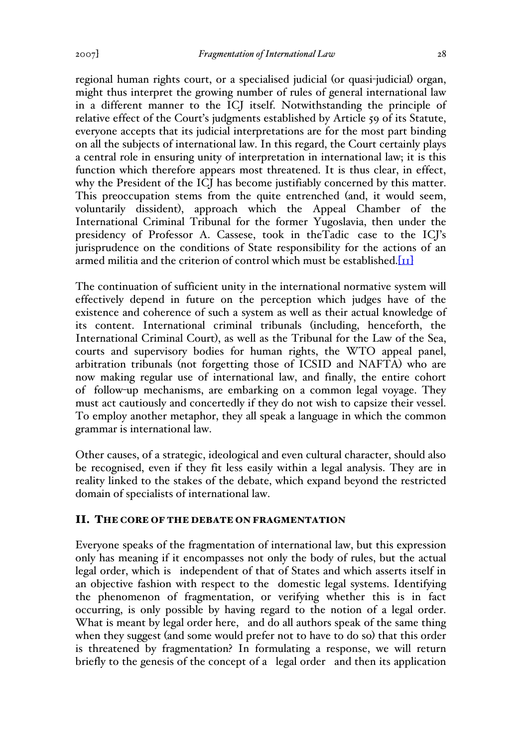regional human rights court, or a specialised judicial (or quasi-judicial) organ, might thus interpret the growing number of rules of general international law in a different manner to the ICJ itself. Notwithstanding the principle of relative effect of the Court's judgments established by Article 59 of its Statute, everyone accepts that its judicial interpretations are for the most part binding on all the subjects of international law. In this regard, the Court certainly plays a central role in ensuring unity of interpretation in international law; it is this function which therefore appears most threatened. It is thus clear, in effect, why the President of the ICJ has become justifiably concerned by this matter. This preoccupation stems from the quite entrenched (and, it would seem, voluntarily dissident), approach which the Appeal Chamber of the International Criminal Tribunal for the former Yugoslavia, then under the presidency of Professor A. Cassese, took in theTadic case to the ICJ's jurisprudence on the conditions of State responsibility for the actions of an armed militia and the criterion of control which must be established.[11]

The continuation of sufficient unity in the international normative system will effectively depend in future on the perception which judges have of the existence and coherence of such a system as well as their actual knowledge of its content. International criminal tribunals (including, henceforth, the International Criminal Court), as well as the Tribunal for the Law of the Sea, courts and supervisory bodies for human rights, the WTO appeal panel, arbitration tribunals (not forgetting those of ICSID and NAFTA) who are now making regular use of international law, and finally, the entire cohort of follow-up mechanisms, are embarking on a common legal voyage. They must act cautiously and concertedly if they do not wish to capsize their vessel. To employ another metaphor, they all speak a language in which the common grammar is international law.

Other causes, of a strategic, ideological and even cultural character, should also be recognised, even if they fit less easily within a legal analysis. They are in reality linked to the stakes of the debate, which expand beyond the restricted domain of specialists of international law.

## II. THE CORE OF THE DEBATE ON FRAGMENTATION

Everyone speaks of the fragmentation of international law, but this expression only has meaning if it encompasses not only the body of rules, but the actual legal order, which is independent of that of States and which asserts itself in an objective fashion with respect to the domestic legal systems. Identifying the phenomenon of fragmentation, or verifying whether this is in fact occurring, is only possible by having regard to the notion of a legal order. What is meant by legal order here, and do all authors speak of the same thing when they suggest (and some would prefer not to have to do so) that this order is threatened by fragmentation? In formulating a response, we will return briefly to the genesis of the concept of a legal order and then its application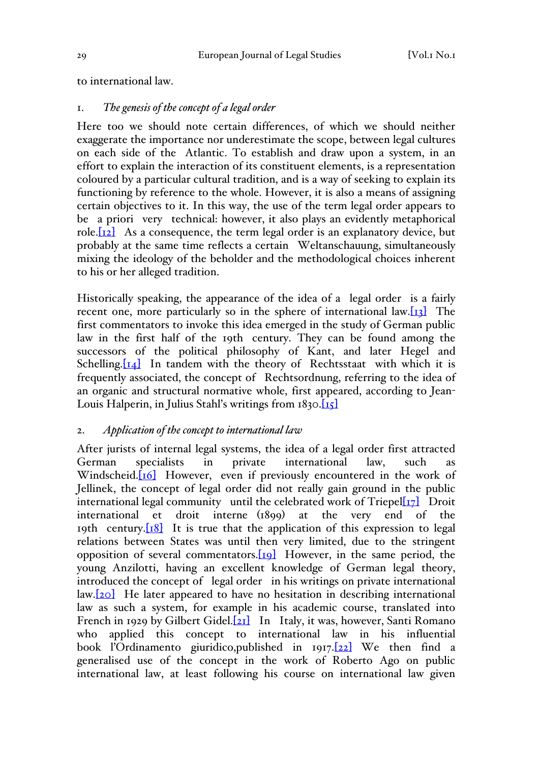to international law.

### 1. *The genesis of the concept of a legal order*

Here too we should note certain differences, of which we should neither exaggerate the importance nor underestimate the scope, between legal cultures on each side of the Atlantic. To establish and draw upon a system, in an effort to explain the interaction of its constituent elements, is a representation coloured by a particular cultural tradition, and is a way of seeking to explain its functioning by reference to the whole. However, it is also a means of assigning certain objectives to it. In this way, the use of the term legal order appears to be a priori very technical: however, it also plays an evidently metaphorical role.[12] As a consequence, the term legal order is an explanatory device, but probably at the same time reflects a certain Weltanschauung, simultaneously mixing the ideology of the beholder and the methodological choices inherent to his or her alleged tradition.

Historically speaking, the appearance of the idea of a legal order is a fairly recent one, more particularly so in the sphere of international law.[13] The first commentators to invoke this idea emerged in the study of German public law in the first half of the 19th century. They can be found among the successors of the political philosophy of Kant, and later Hegel and Schelling.[14] In tandem with the theory of Rechtsstaat with which it is frequently associated, the concept of Rechtsordnung, referring to the idea of an organic and structural normative whole, first appeared, according to Jean-Louis Halperin, in Julius Stahl's writings from 1830.[15]

### 2. *Application of the concept to international law*

After jurists of internal legal systems, the idea of a legal order first attracted German specialists in private international law, such as Windscheid.[16] However, even if previously encountered in the work of Jellinek, the concept of legal order did not really gain ground in the public international legal community until the celebrated work of Triepel[17] Droit international et droit interne (1899) at the very end of the 19th century.[18] It is true that the application of this expression to legal relations between States was until then very limited, due to the stringent opposition of several commentators.[19] However, in the same period, the young Anzilotti, having an excellent knowledge of German legal theory, introduced the concept of legal order in his writings on private international law.[20] He later appeared to have no hesitation in describing international law as such a system, for example in his academic course, translated into French in 1929 by Gilbert Gidel.[21] In Italy, it was, however, Santi Romano who applied this concept to international law in his influential book l'Ordinamento giuridico,published in 1917.[22] We then find a generalised use of the concept in the work of Roberto Ago on public international law, at least following his course on international law given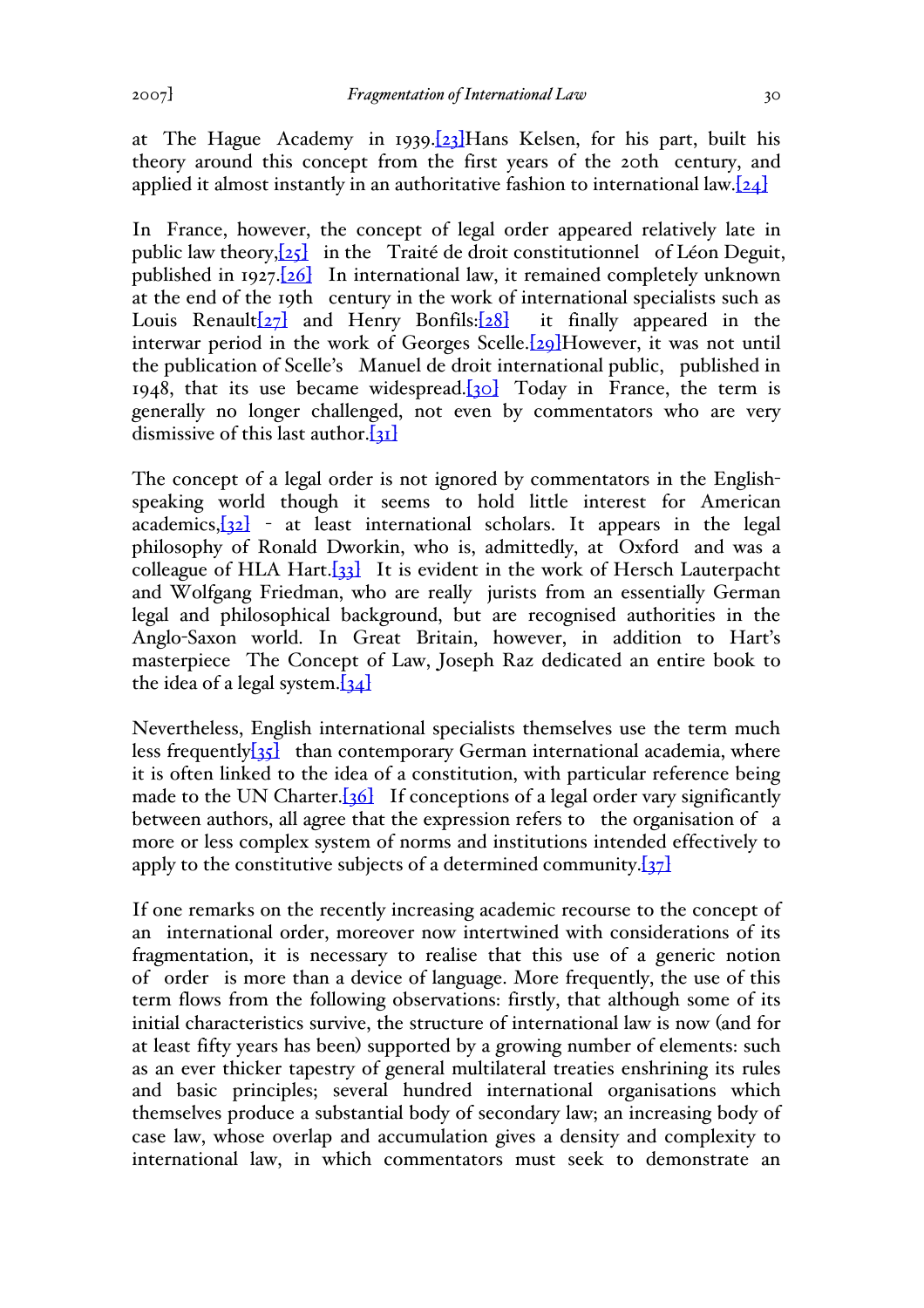at The Hague Academy in 1939.[23]Hans Kelsen, for his part, built his theory around this concept from the first years of the 20th century, and applied it almost instantly in an authoritative fashion to international law.[24]

In France, however, the concept of legal order appeared relatively late in public law theory,[25] in the Traité de droit constitutionnel of Léon Deguit, published in 1927.[26] In international law, it remained completely unknown at the end of the 19th century in the work of international specialists such as Louis Renault[27] and Henry Bonfils:[28] it finally appeared in the interwar period in the work of Georges Scelle.[29]However, it was not until the publication of Scelle's Manuel de droit international public, published in 1948, that its use became widespread.[30] Today in France, the term is generally no longer challenged, not even by commentators who are very dismissive of this last author.[31]

The concept of a legal order is not ignored by commentators in the English-speaking world though it seems to hold little interest for American academics,[32] - at least international scholars. It appears in the legal philosophy of Ronald Dworkin, who is, admittedly, at Oxford and was a colleague of HLA Hart.[33] It is evident in the work of Hersch Lauterpacht and Wolfgang Friedman, who are really jurists from an essentially German legal and philosophical background, but are recognised authorities in the Anglo-Saxon world. In Great Britain, however, in addition to Hart's masterpiece The Concept of Law, Joseph Raz dedicated an entire book to the idea of a legal system.[34]

Nevertheless, English international specialists themselves use the term much less frequently[35] than contemporary German international academia, where it is often linked to the idea of a constitution, with particular reference being made to the UN Charter.[36] If conceptions of a legal order vary significantly between authors, all agree that the expression refers to the organisation of a more or less complex system of norms and institutions intended effectively to apply to the constitutive subjects of a determined community.[37]

If one remarks on the recently increasing academic recourse to the concept of an international order, moreover now intertwined with considerations of its fragmentation, it is necessary to realise that this use of a generic notion of order is more than a device of language. More frequently, the use of this term flows from the following observations: firstly, that although some of its initial characteristics survive, the structure of international law is now (and for at least fifty years has been) supported by a growing number of elements: such as an ever thicker tapestry of general multilateral treaties enshrining its rules and basic principles; several hundred international organisations which themselves produce a substantial body of secondary law; an increasing body of case law, whose overlap and accumulation gives a density and complexity to international law, in which commentators must seek to demonstrate an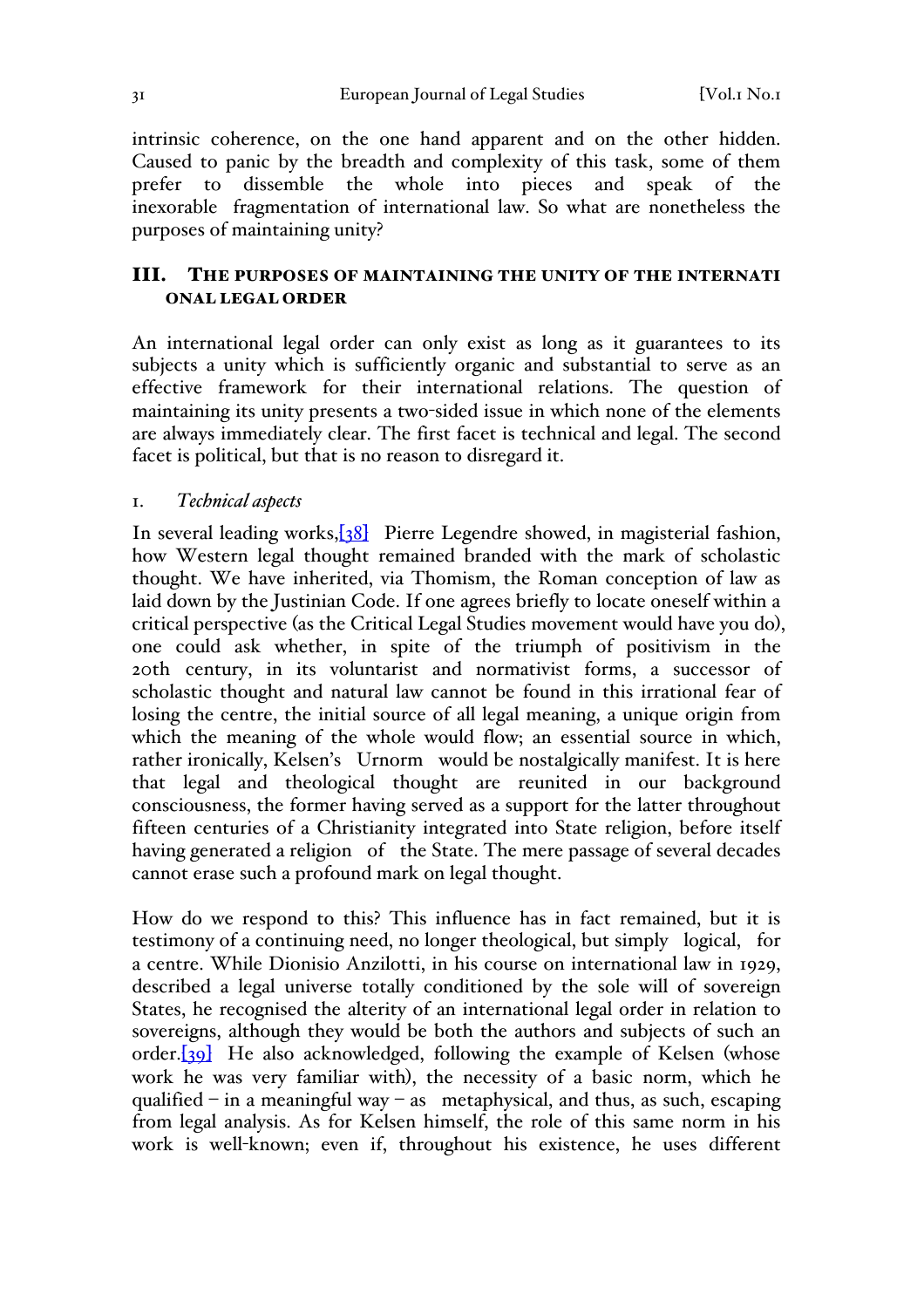intrinsic coherence, on the one hand apparent and on the other hidden. Caused to panic by the breadth and complexity of this task, some of them prefer to dissemble the whole into pieces and speak of the inexorable fragmentation of international law. So what are nonetheless the purposes of maintaining unity?

## III. THE PURPOSES OF MAINTAINING THE UNITY OF THE INTERNATIONAL LEGAL ORDER

An international legal order can only exist as long as it guarantees to its subjects a unity which is sufficiently organic and substantial to serve as an effective framework for their international relations. The question of maintaining its unity presents a two-sided issue in which none of the elements are always immediately clear. The first facet is technical and legal. The second facet is political, but that is no reason to disregard it.

### 1. *Technical aspects*

In several leading works,[38] Pierre Legendre showed, in magisterial fashion, how Western legal thought remained branded with the mark of scholastic thought. We have inherited, via Thomism, the Roman conception of law as laid down by the Justinian Code. If one agrees briefly to locate oneself within a critical perspective (as the Critical Legal Studies movement would have you do), one could ask whether, in spite of the triumph of positivism in the 20th century, in its voluntarist and normativist forms, a successor of scholastic thought and natural law cannot be found in this irrational fear of losing the centre, the initial source of all legal meaning, a unique origin from which the meaning of the whole would flow; an essential source in which, rather ironically, Kelsen's *Urnorm* would be nostalgically manifest. It is here that legal and theological thought are reunited in our background consciousness, the former having served as a support for the latter throughout fifteen centuries of a Christianity integrated into State religion, before itself having generated a religion *of* the State. The mere passage of several decades cannot erase such a profound mark on legal thought.

How do we respond to this? This influence has in fact remained, but it is testimony of a continuing need, no longer theological, but simply *logical*, for a centre. While Dionisio Anzilotti, in his course on international law in 1929, described a legal universe totally conditioned by the sole will of sovereign States, he recognised the alterity of an international legal order in relation to sovereigns, although they would be both the authors and subjects of such an order.[39] He also acknowledged, following the example of Kelsen (whose work he was very familiar with), the necessity of a basic norm, which he qualified – in a meaningful way – as *metaphysical*, and thus, as such, escaping from legal analysis. As for Kelsen himself, the role of this same norm in his work is well-known; even if, throughout his existence, he uses different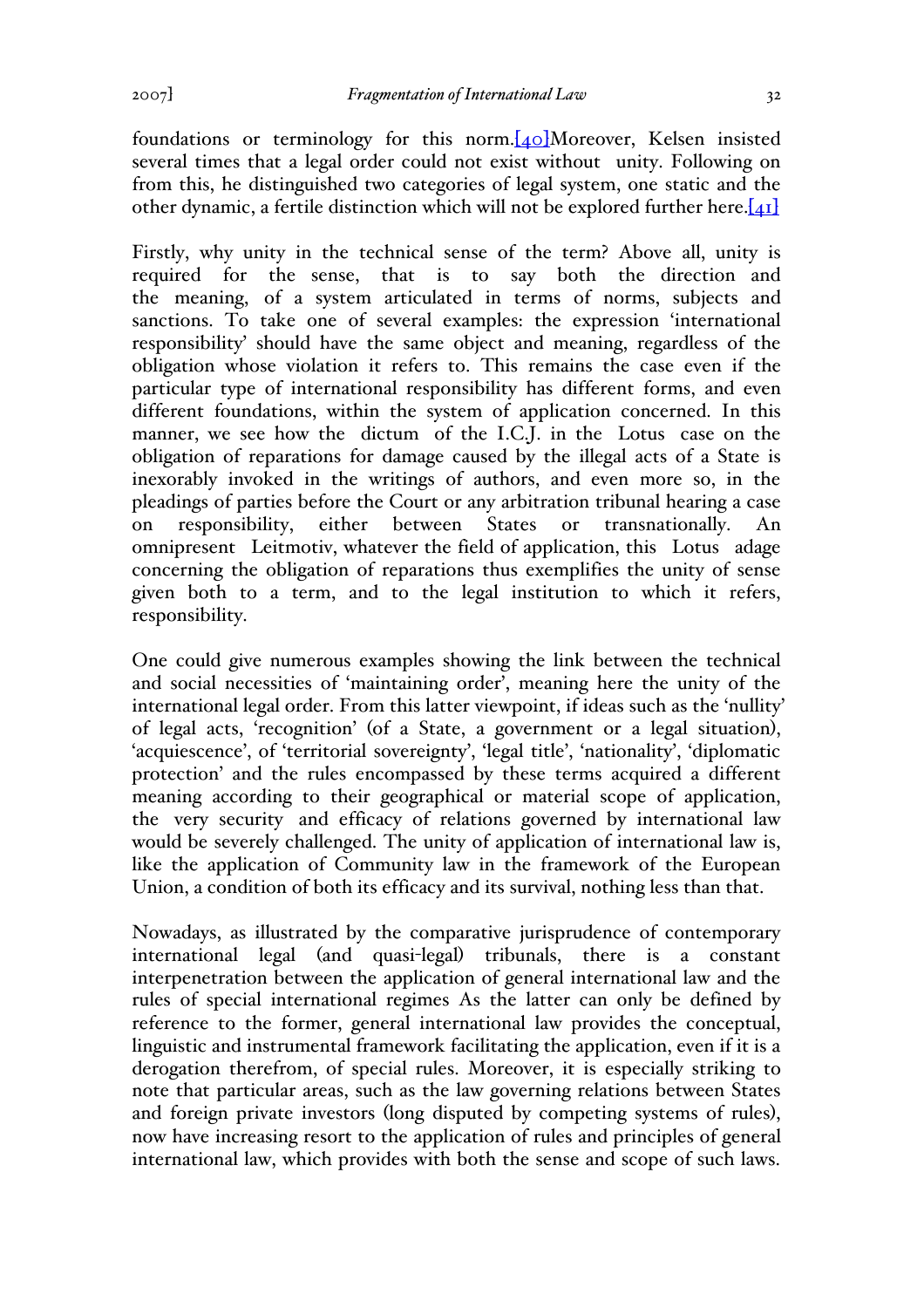foundations or terminology for this norm.[40] Moreover, Kelsen insisted several times that a legal order could not exist without unity. Following on from this, he distinguished two categories of legal system, one static and the other dynamic, a fertile distinction which will not be explored further here.[41]

Firstly, why unity in the technical sense of the term? Above all, unity is required for the sense, that is to say both the direction and the meaning, of a system articulated in terms of norms, subjects and sanctions. To take one of several examples: the expression 'international responsibility' should have the same object and meaning, regardless of the obligation whose violation it refers to. This remains the case even if the particular type of international responsibility has different forms, and even different foundations, within the system of application concerned. In this manner, we see how the *dictum* of the I.C.J. in the *Lotus* case on the obligation of reparations for damage caused by the illegal acts of a State is inexorably invoked in the writings of authors, and even more so, in the pleadings of parties before the Court or any arbitration tribunal hearing a case on responsibility, either between States or transnationally. An omnipresent *Leitmotiv*, whatever the field of application, this *Lotus* adage concerning the obligation of reparations thus exemplifies the unity of sense given both to a term, and to the legal institution to which it refers, responsibility.

One could give numerous examples showing the link between the technical and social necessities of 'maintaining order', meaning here the unity of the international legal order. From this latter viewpoint, if ideas such as the 'nullity' of legal acts, 'recognition' (of a State, a government or a legal situation), 'acquiescence', of 'territorial sovereignty', 'legal title', 'nationality', 'diplomatic protection' and the rules encompassed by these terms acquired a different meaning according to their geographical or material scope of application, the *very security* and efficacy of relations governed by international law would be severely challenged. The unity of application of international law is, like the application of Community law in the framework of the European Union, a condition of both its efficacy and its survival, nothing less than that.

Nowadays, as illustrated by the comparative jurisprudence of contemporary international legal (and quasi-legal) tribunals, there is a constant interpenetration between the application of general international law and the rules of special international regimes As the latter can only be defined by reference to the former, general international law provides the conceptual, linguistic and instrumental framework facilitating the application, even if it is a derogation therefrom, of special rules. Moreover, it is especially striking to note that particular areas, such as the law governing relations between States and foreign private investors (long disputed by competing systems of rules), now have increasing resort to the application of rules and principles of general international law, which provides with both the sense and scope of such laws.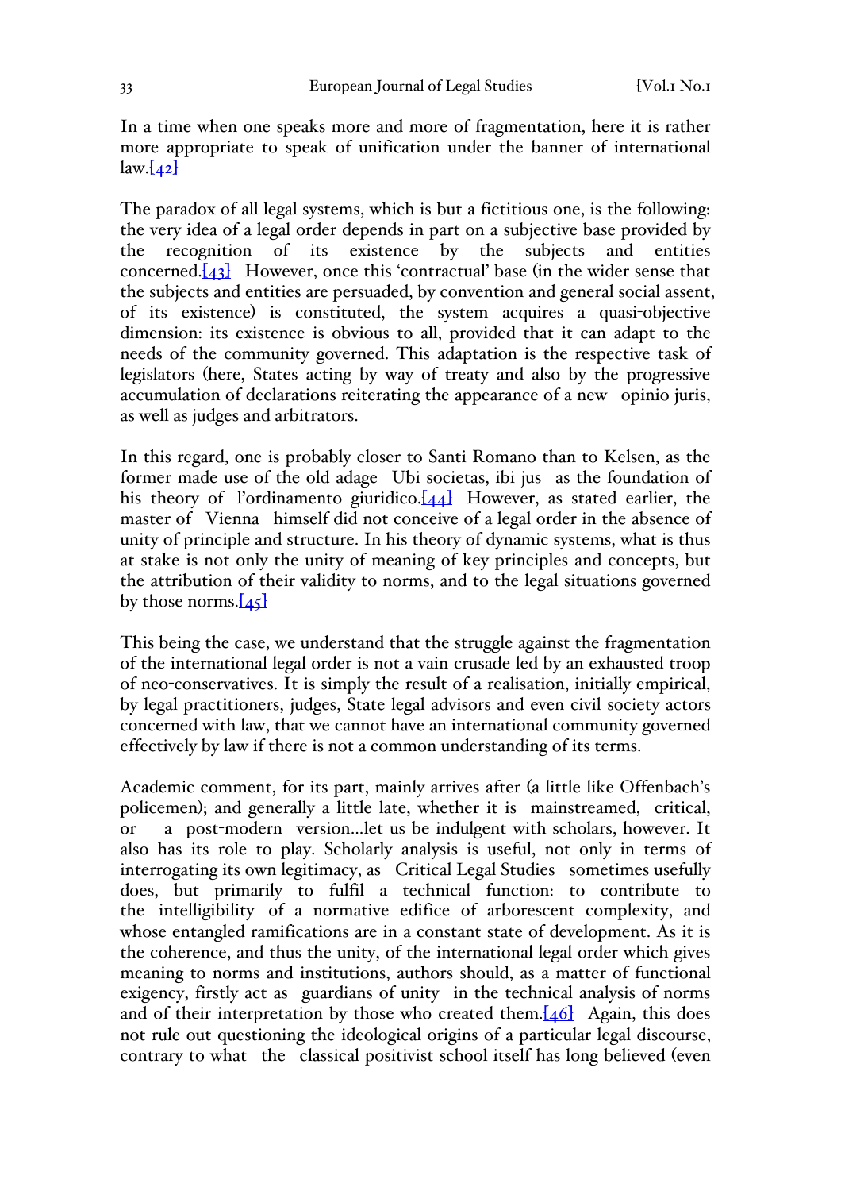In a time when one speaks more and more of fragmentation, here it is rather more appropriate to speak of unification under the banner of international law.[42]

The paradox of all legal systems, which is but a fictitious one, is the following: the very idea of a legal order depends in part on a subjective base provided by the recognition of its existence by the subjects and entities concerned.[43] However, once this 'contractual' base (in the wider sense that the subjects and entities are persuaded, by convention and general social assent, of its existence) is constituted, the system acquires a quasi-objective dimension: its existence is obvious to all, provided that it can adapt to the needs of the community governed. This adaptation is the respective task of legislators (here, States acting by way of treaty and also by the progressive accumulation of declarations reiterating the appearance of a new *opinio juris*, as well as judges and arbitrators.

In this regard, one is probably closer to Santi Romano than to Kelsen, as the former made use of the old adage *Ubi societas, ibi jus* as the foundation of his theory of l'ordinamento giuridico.[44] However, as stated earlier, the master of *Vienna* himself did not conceive of a legal order in the absence of unity of principle and structure. In his theory of dynamic systems, what is thus at stake is not only the unity of meaning of key principles and concepts, but the attribution of their validity to norms, and to the legal situations governed by those norms.[45]

This being the case, we understand that the struggle against the fragmentation of the international legal order is not a vain crusade led by an exhausted troop of neo-conservatives. It is simply the result of a realisation, initially empirical, by legal practitioners, judges, State legal advisors and even civil society actors concerned with law, that we cannot have an international community governed effectively by law if there is not a common understanding of its terms.

Academic comment, for its part, mainly arrives after (a little like Offenbach's policemen); and generally a little late, whether it is *mainstreamed*, *critical*, or *a post-modern* version…let us be indulgent with scholars, however. It also has its role to play. Scholarly analysis is useful, not only in terms of interrogating its own legitimacy, as *Critical Legal Studies* sometimes usefully does, but primarily to fulfil a technical function: to contribute to the intelligibility of a normative edifice of arborescent complexity, and whose entangled ramifications are in a constant state of development. As it is the coherence, and thus the unity, of the international legal order which gives meaning to norms and institutions, authors should, as a matter of functional exigency, firstly act as *guardians of unity* in the technical analysis of norms and of their interpretation by those who created them.[46] Again, this does not rule out questioning the ideological origins of a particular legal discourse, contrary to what *the classical positivist* school itself has long believed (even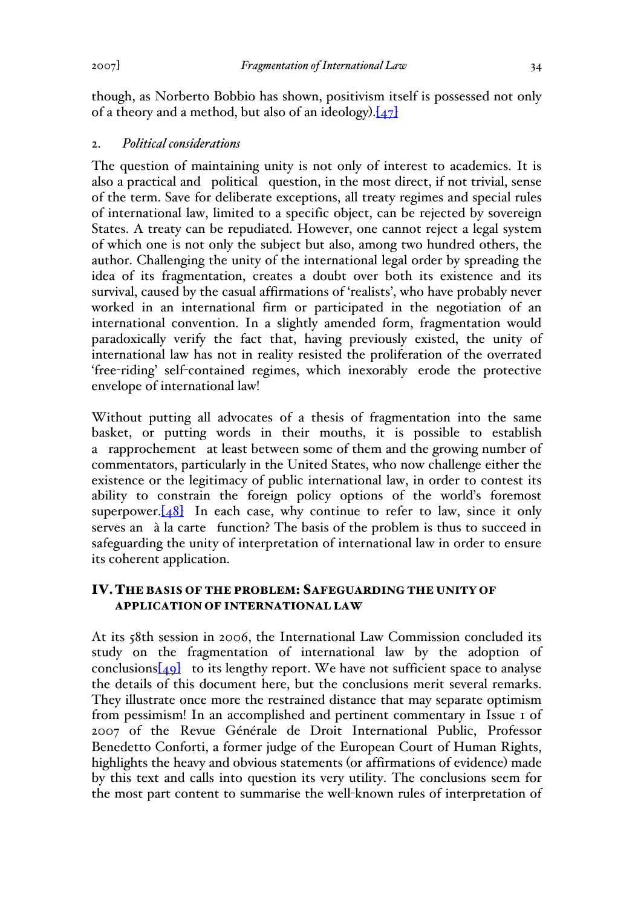though, as Norberto Bobbio has shown, positivism itself is possessed not only of a theory and a method, but also of an ideology).[47]

### 2. *Political considerations*

The question of maintaining unity is not only of interest to academics. It is also a practical and political question, in the most direct, if not trivial, sense of the term. Save for deliberate exceptions, all treaty regimes and special rules of international law, limited to a specific object, can be rejected by sovereign States. A treaty can be repudiated. However, one cannot reject a legal system of which one is not only the subject but also, among two hundred others, the author. Challenging the unity of the international legal order by spreading the idea of its fragmentation, creates a doubt over both its existence and its survival, caused by the casual affirmations of 'realists', who have probably never worked in an international firm or participated in the negotiation of an international convention. In a slightly amended form, fragmentation would paradoxically verify the fact that, having previously existed, the unity of international law has not in reality resisted the proliferation of the overrated 'free-riding' self-contained regimes, which inexorably erode the protective envelope of international law!

Without putting all advocates of a thesis of fragmentation into the same basket, or putting words in their mouths, it is possible to establish a rapprochement at least between some of them and the growing number of commentators, particularly in the United States, who now challenge either the existence or the legitimacy of public international law, in order to contest its ability to constrain the foreign policy options of the world's foremost superpower.[48] In each case, why continue to refer to law, since it only serves an à la carte function? The basis of the problem is thus to succeed in safeguarding the unity of interpretation of international law in order to ensure its coherent application.

## IV. The basis of the problem: Safeguarding the unity of application of international law

At its 58th session in 2006, the International Law Commission concluded its study on the fragmentation of international law by the adoption of conclusions[49] to its lengthy report. We have not sufficient space to analyse the details of this document here, but the conclusions merit several remarks. They illustrate once more the restrained distance that may separate optimism from pessimism! In an accomplished and pertinent commentary in Issue 1 of 2007 of the Revue Générale de Droit International Public, Professor Benedetto Conforti, a former judge of the European Court of Human Rights, highlights the heavy and obvious statements (or affirmations of evidence) made by this text and calls into question its very utility. The conclusions seem for the most part content to summarise the well-known rules of interpretation of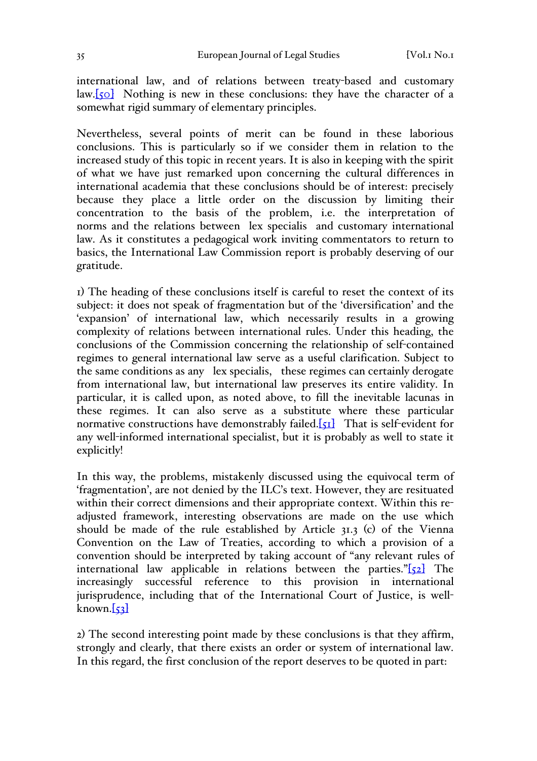international law, and of relations between treaty-based and customary law.[50] Nothing is new in these conclusions: they have the character of a somewhat rigid summary of elementary principles.

Nevertheless, several points of merit can be found in these laborious conclusions. This is particularly so if we consider them in relation to the increased study of this topic in recent years. It is also in keeping with the spirit of what we have just remarked upon concerning the cultural differences in international academia that these conclusions should be of interest: precisely because they place a little order on the discussion by limiting their concentration to the basis of the problem, i.e. the interpretation of norms and the relations between *lex specialis* and customary international law. As it constitutes a pedagogical work inviting commentators to return to basics, the International Law Commission report is probably deserving of our gratitude.

1) The heading of these conclusions itself is careful to reset the context of its subject: it does not speak of fragmentation but of the 'diversification' and the 'expansion' of international law, which necessarily results in a growing complexity of relations between international rules. Under this heading, the conclusions of the Commission concerning the relationship of self-contained regimes to general international law serve as a useful clarification. Subject to the same conditions as any *lex specialis*, these regimes can certainly derogate from international law, but international law preserves its entire validity. In particular, it is called upon, as noted above, to fill the inevitable lacunas in these regimes. It can also serve as a substitute where these particular normative constructions have demonstrably failed.[51] That is self-evident for any well-informed international specialist, but it is probably as well to state it explicitly!

In this way, the problems, mistakenly discussed using the equivocal term of 'fragmentation', are not denied by the ILC's text. However, they are resituated within their correct dimensions and their appropriate context. Within this re-adjusted framework, interesting observations are made on the use which should be made of the rule established by Article 31.3 (c) of the Vienna Convention on the Law of Treaties, according to which a provision of a convention should be interpreted by taking account of "any relevant rules of international law applicable in relations between the parties."[52] The increasingly successful reference to this provision in international jurisprudence, including that of the International Court of Justice, is well-known.[53]

2) The second interesting point made by these conclusions is that they affirm, strongly and clearly, that there exists an order or system of international law. In this regard, the first conclusion of the report deserves to be quoted in part: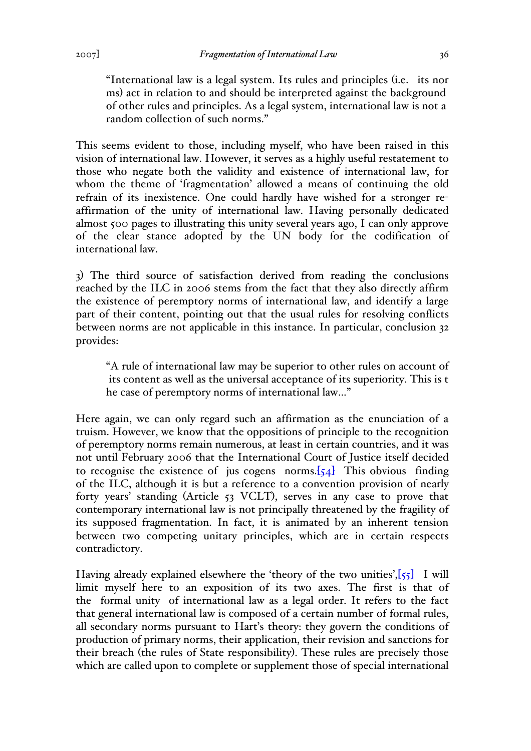> "International law is a legal system. Its rules and principles (i.e. its norms) act in relation to and should be interpreted against the background of other rules and principles. As a legal system, international law is not a random collection of such norms."

This seems evident to those, including myself, who have been raised in this vision of international law. However, it serves as a highly useful restatement to those who negate both the validity and existence of international law, for whom the theme of 'fragmentation' allowed a means of continuing the old refrain of its inexistence. One could hardly have wished for a stronger re-affirmation of the unity of international law. Having personally dedicated almost 500 pages to illustrating this unity several years ago, I can only approve of the clear stance adopted by the UN body for the codification of international law.

3) The third source of satisfaction derived from reading the conclusions reached by the ILC in 2006 stems from the fact that they also directly affirm the existence of peremptory norms of international law, and identify a large part of their content, pointing out that the usual rules for resolving conflicts between norms are not applicable in this instance. In particular, conclusion 32 provides:

> "A rule of international law may be superior to other rules on account of its content as well as the universal acceptance of its superiority. This is the case of peremptory norms of international law…"

Here again, we can only regard such an affirmation as the enunciation of a truism. However, we know that the oppositions of principle to the recognition of peremptory norms remain numerous, at least in certain countries, and it was not until February 2006 that the International Court of Justice itself decided to recognise the existence of *jus cogens* norms.[54] This obvious finding of the ILC, although it is but a reference to a convention provision of nearly forty years' standing (Article 53 VCLT), serves in any case to prove that contemporary international law is not principally threatened by the fragility of its supposed fragmentation. In fact, it is animated by an inherent tension between two competing unitary principles, which are in certain respects contradictory.

Having already explained elsewhere the 'theory of the two unities',[55] I will limit myself here to an exposition of its two axes. The first is that of the *formal unity* of international law as a legal order. It refers to the fact that general international law is composed of a certain number of formal rules, all secondary norms pursuant to Hart's theory: they govern the conditions of production of primary norms, their application, their revision and sanctions for their breach (the rules of State responsibility). These rules are precisely those which are called upon to complete or supplement those of special international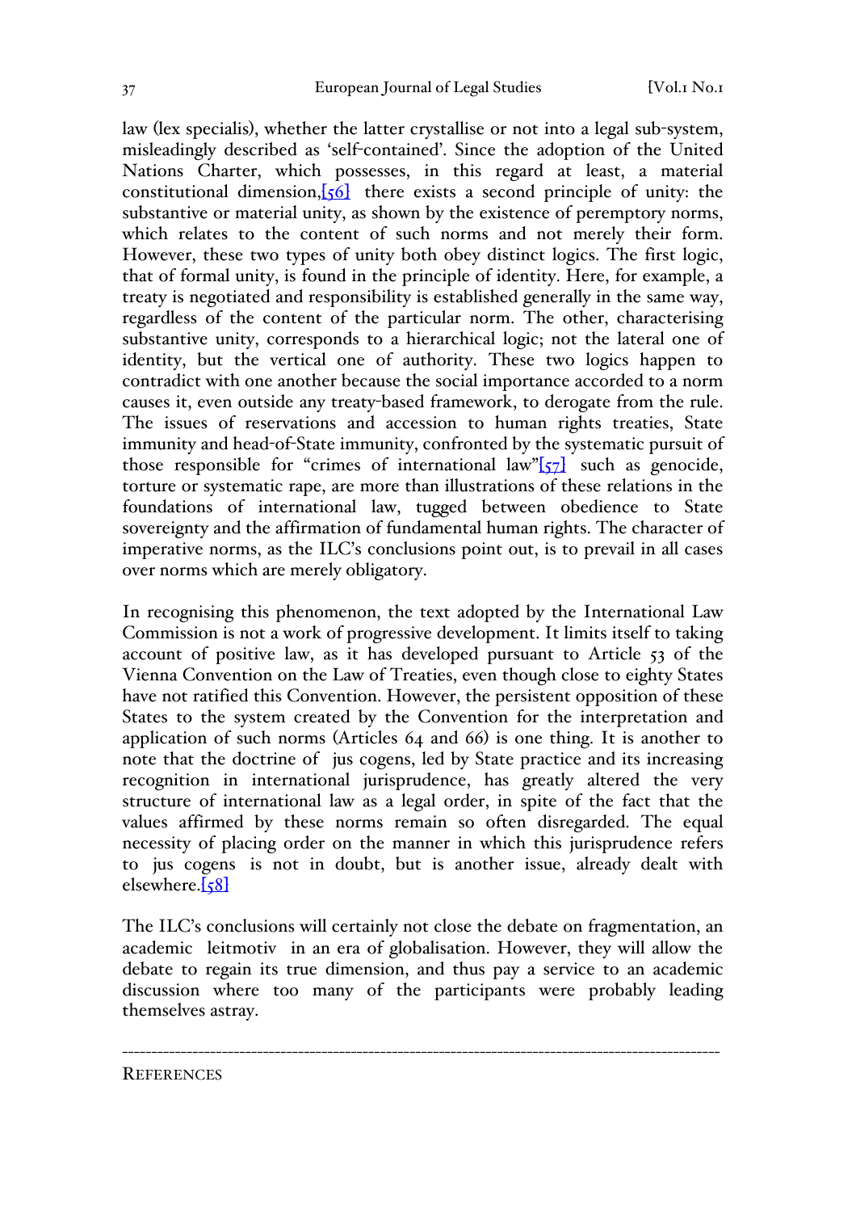law (lex specialis), whether the latter crystallise or not into a legal sub-system, misleadingly described as 'self-contained'. Since the adoption of the United Nations Charter, which possesses, in this regard at least, a material constitutional dimension,[56] there exists a second principle of unity: the substantive or material unity, as shown by the existence of peremptory norms, which relates to the content of such norms and not merely their form. However, these two types of unity both obey distinct logics. The first logic, that of formal unity, is found in the principle of identity. Here, for example, a treaty is negotiated and responsibility is established generally in the same way, regardless of the content of the particular norm. The other, characterising substantive unity, corresponds to a hierarchical logic; not the lateral one of identity, but the vertical one of authority. These two logics happen to contradict with one another because the social importance accorded to a norm causes it, even outside any treaty-based framework, to derogate from the rule. The issues of reservations and accession to human rights treaties, State immunity and head-of-State immunity, confronted by the systematic pursuit of those responsible for "crimes of international law"[57] such as genocide, torture or systematic rape, are more than illustrations of these relations in the foundations of international law, tugged between obedience to State sovereignty and the affirmation of fundamental human rights. The character of imperative norms, as the ILC's conclusions point out, is to prevail in all cases over norms which are merely obligatory.

In recognising this phenomenon, the text adopted by the International Law Commission is not a work of progressive development. It limits itself to taking account of positive law, as it has developed pursuant to Article 53 of the Vienna Convention on the Law of Treaties, even though close to eighty States have not ratified this Convention. However, the persistent opposition of these States to the system created by the Convention for the interpretation and application of such norms (Articles 64 and 66) is one thing. It is another to note that the doctrine of jus cogens, led by State practice and its increasing recognition in international jurisprudence, has greatly altered the very structure of international law as a legal order, in spite of the fact that the values affirmed by these norms remain so often disregarded. The equal necessity of placing order on the manner in which this jurisprudence refers to jus cogens is not in doubt, but is another issue, already dealt with elsewhere.[58]

The ILC's conclusions will certainly not close the debate on fragmentation, an academic leitmotiv in an era of globalisation. However, they will allow the debate to regain its true dimension, and thus pay a service to an academic discussion where too many of the participants were probably leading themselves astray.

---

REFERENCES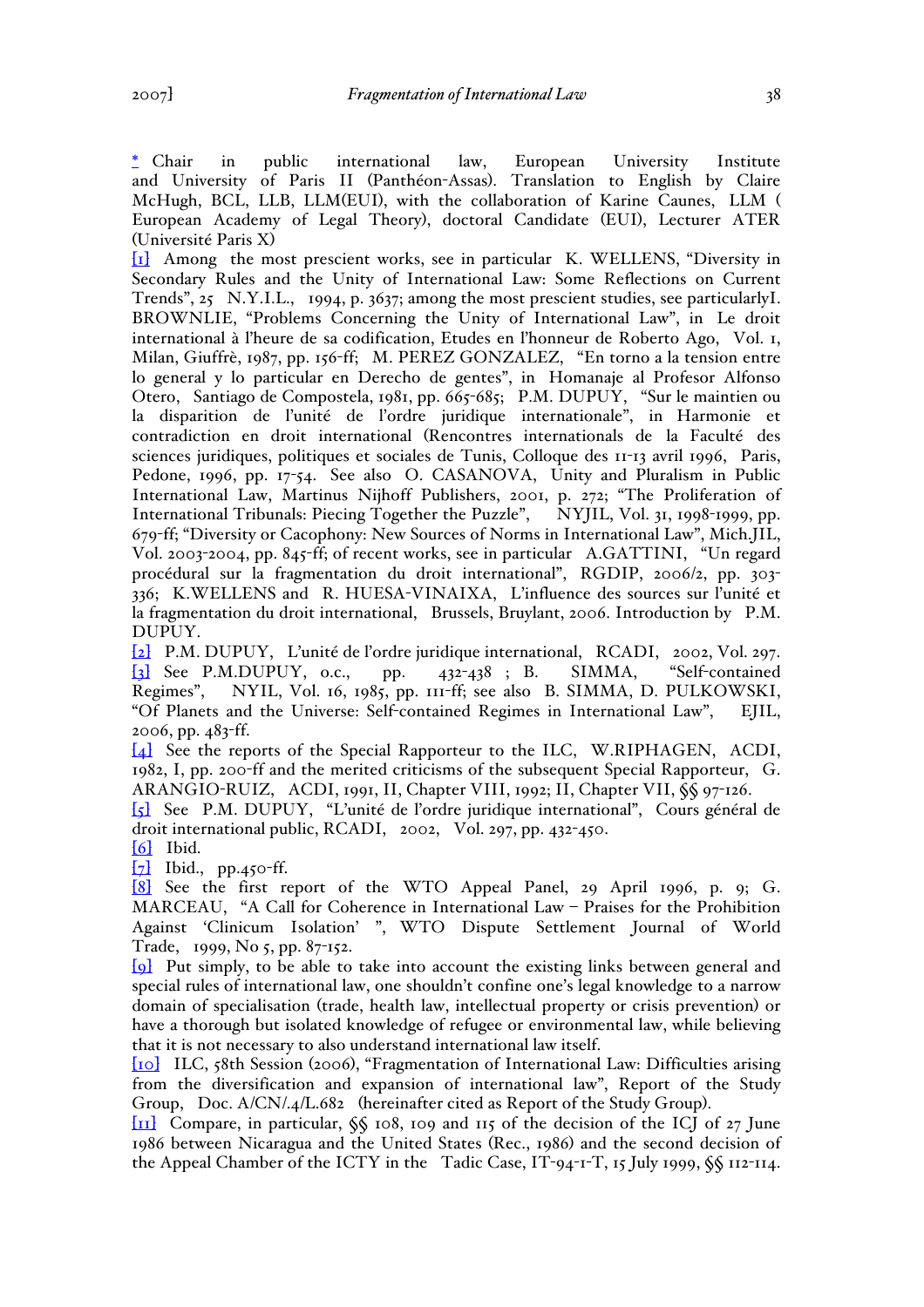[*] Chair in public international law, European University Institute and University of Paris II (Panthéon-Assas). Translation to English by Claire McHugh, BCL, LLB, LLM(EUI), with the collaboration of Karine Caunes, LLM ( European Academy of Legal Theory), doctoral Candidate (EUI), Lecturer ATER (Université Paris X)

[1] Among the most prescient works, see in particular K. WELLENS, "Diversity in Secondary Rules and the Unity of International Law: Some Reflections on Current Trends", 25 N.Y.I.L., 1994, p. 3637; among the most prescient studies, see particularlyI. BROWNLIE, "Problems Concerning the Unity of International Law", in Le droit international à l'heure de sa codification, Etudes en l'honneur de Roberto Ago, Vol. 1, Milan, Giuffrè, 1987, pp. 156-ff; M. PEREZ GONZALEZ, "En torno a la tension entre lo general y lo particular en Derecho de gentes", in Homanaje al Profesor Alfonso Otero, Santiago de Compostela, 1981, pp. 665-685; P.M. DUPUY, "Sur le maintien ou la disparition de l'unité de l'ordre juridique internationale", in Harmonie et contradiction en droit international (Rencontres internationals de la Faculté des sciences juridiques, politiques et sociales de Tunis, Colloque des 11-13 avril 1996, Paris, Pedone, 1996, pp. 17-54. See also O. CASANOVA, Unity and Pluralism in Public International Law, Martinus Nijhoff Publishers, 2001, p. 272; "The Proliferation of International Tribunals: Piecing Together the Puzzle", NYJIL, Vol. 31, 1998-1999, pp. 679-ff; "Diversity or Cacophony: New Sources of Norms in International Law", Mich.JIL, Vol. 2003-2004, pp. 845-ff; of recent works, see in particular A.GATTINI, "Un regard procédural sur la fragmentation du droit international", RGDIP, 2006/2, pp. 303-336; K.WELLENS and R. HUESA-VINAIXA, L'influence des sources sur l'unité et la fragmentation du droit international, Brussels, Bruylant, 2006. Introduction by P.M. DUPUY.

[2] P.M. DUPUY, L'unité de l'ordre juridique international, RCADI, 2002, Vol. 297.

[3] See P.M.DUPUY, o.c., pp. 432-438 ; B. SIMMA, "Self-contained Regimes", NYIL, Vol. 16, 1985, pp. 111-ff; see also B. SIMMA, D. PULKOWSKI, "Of Planets and the Universe: Self-contained Regimes in International Law", EJIL, 2006, pp. 483-ff.

[4] See the reports of the Special Rapporteur to the ILC, W.RIPHAGEN, ACDI, 1982, I, pp. 200-ff and the merited criticisms of the subsequent Special Rapporteur, G. ARANGIO-RUIZ, ACDI, 1991, II, Chapter VIII, 1992; II, Chapter VII, §§ 97-126.

[5] See P.M. DUPUY, "L'unité de l'ordre juridique international", Cours général de droit international public, RCADI, 2002, Vol. 297, pp. 432-450.

[6] Ibid.

[7] Ibid., pp.450-ff.

[8] See the first report of the WTO Appeal Panel, 29 April 1996, p. 9; G. MARCEAU, "A Call for Coherence in International Law – Praises for the Prohibition Against 'Clinicum Isolation' ", WTO Dispute Settlement Journal of World Trade, 1999, No 5, pp. 87-152.

[9] Put simply, to be able to take into account the existing links between general and special rules of international law, one shouldn't confine one's legal knowledge to a narrow domain of specialisation (trade, health law, intellectual property or crisis prevention) or have a thorough but isolated knowledge of refugee or environmental law, while believing that it is not necessary to also understand international law itself.

[10] ILC, 58th Session (2006), "Fragmentation of International Law: Difficulties arising from the diversification and expansion of international law", Report of the Study Group, Doc. A/CN/.4/L.682 (hereinafter cited as Report of the Study Group).

[11] Compare, in particular, §§ 108, 109 and 115 of the decision of the ICJ of 27 June 1986 between Nicaragua and the United States (Rec., 1986) and the second decision of the Appeal Chamber of the ICTY in the Tadic Case, IT-94-1-T, 15 July 1999, §§ 112-114.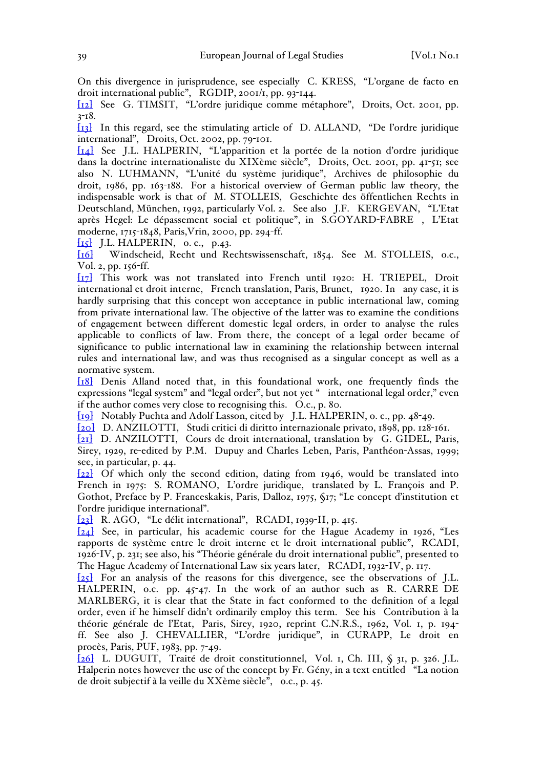On this divergence in jurisprudence, see especially C. KRESS, "L'organe de facto en droit international public", RGDIP, 2001/1, pp. 93-144.

[12] See G. TIMSIT, "L'ordre juridique comme métaphore", Droits, Oct. 2001, pp. 3-18.

[13] In this regard, see the stimulating article of D. ALLAND, "De l'ordre juridique international", Droits, Oct. 2002, pp. 79-101.

[14] See J.L. HALPERIN, "L'apparition et la portée de la notion d'ordre juridique dans la doctrine internationaliste du XIXème siècle", Droits, Oct. 2001, pp. 41-51; see also N. LUHMANN, "L'unité du système juridique", Archives de philosophie du droit, 1986, pp. 163-188. For a historical overview of German public law theory, the indispensable work is that of M. STOLLEIS, Geschichte des öffentlichen Rechts in Deutschland, München, 1992, particularly Vol. 2. See also J.F. KERGEVAN, "L'Etat après Hegel: Le dépassement social et politique", in S.GOYARD-FABRE , L'Etat moderne, 1715-1848, Paris,Vrin, 2000, pp. 294-ff.

[15] J.L. HALPERIN, o. c., p.43.

[16] Windscheid, Recht und Rechtswissenschaft, 1854. See M. STOLLEIS, o.c., Vol. 2, pp. 156-ff.

[17] This work was not translated into French until 1920: H. TRIEPEL, Droit international et droit interne, French translation, Paris, Brunet, 1920. In any case, it is hardly surprising that this concept won acceptance in public international law, coming from private international law. The objective of the latter was to examine the conditions of engagement between different domestic legal orders, in order to analyse the rules applicable to conflicts of law. From there, the concept of a legal order became of significance to public international law in examining the relationship between internal rules and international law, and was thus recognised as a singular concept as well as a normative system.

[18] Denis Alland noted that, in this foundational work, one frequently finds the expressions "legal system" and "legal order", but not yet " international legal order," even if the author comes very close to recognising this. O.c., p. 80.

[19] Notably Puchta and Adolf Lasson, cited by J.L. HALPERIN, o. c., pp. 48-49.

[20] D. ANZILOTTI, Studi critici di diritto internazionale privato, 1898, pp. 128-161.

[21] D. ANZILOTTI, Cours de droit international, translation by G. GIDEL, Paris, Sirey, 1929, re-edited by P.M. Dupuy and Charles Leben, Paris, Panthéon-Assas, 1999; see, in particular, p. 44.

[22] Of which only the second edition, dating from 1946, would be translated into French in 1975: S. ROMANO, L'ordre juridique, translated by L. François and P. Gothot, Preface by P. Franceskakis, Paris, Dalloz, 1975, §17; "Le concept d'institution et l'ordre juridique international".

[23] R. AGO, "Le délit international", RCADI, 1939-II, p. 415.

[24] See, in particular, his academic course for the Hague Academy in 1926, "Les rapports de système entre le droit interne et le droit international public", RCADI, 1926-IV, p. 231; see also, his "Théorie générale du droit international public", presented to The Hague Academy of International Law six years later, RCADI, 1932-IV, p. 117.

[25] For an analysis of the reasons for this divergence, see the observations of J.L. HALPERIN, o.c. pp. 45-47. In the work of an author such as R. CARRE DE MARLBERG, it is clear that the State in fact conformed to the definition of a legal order, even if he himself didn't ordinarily employ this term. See his Contribution à la théorie générale de l'Etat, Paris, Sirey, 1920, reprint C.N.R.S., 1962, Vol. 1, p. 194-ff. See also J. CHEVALLIER, "L'ordre juridique", in CURAPP, Le droit en procès, Paris, PUF, 1983, pp. 7-49.

[26] L. DUGUIT, Traité de droit constitutionnel, Vol. 1, Ch. III, § 31, p. 326. J.L. Halperin notes however the use of the concept by Fr. Gény, in a text entitled "La notion de droit subjectif à la veille du XXème siècle", o.c., p. 45.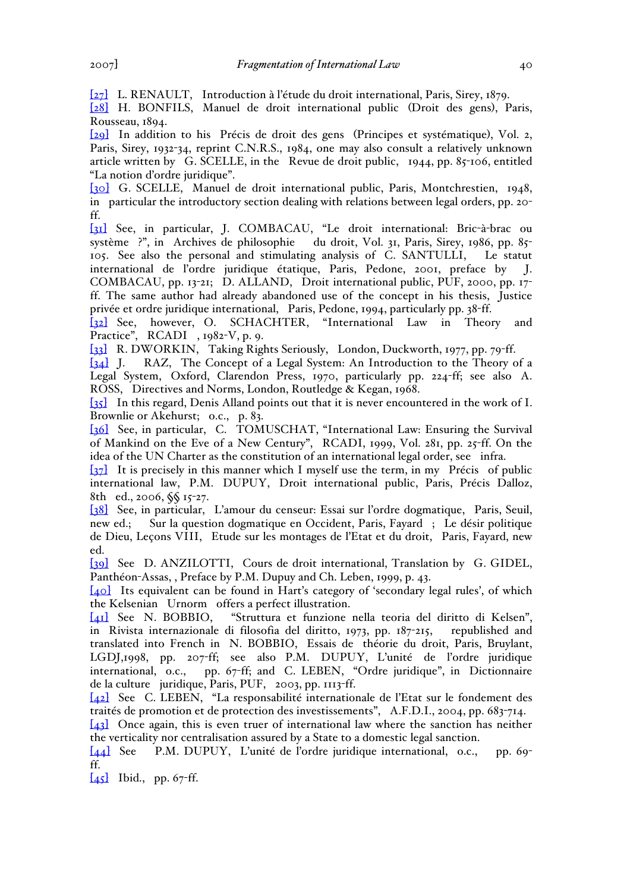[27] L. RENAULT, Introduction à l'étude du droit international, Paris, Sirey, 1879.

[28] H. BONFILS, Manuel de droit international public (Droit des gens), Paris, Rousseau, 1894.

[29] In addition to his Précis de droit des gens (Principes et systématique), Vol. 2, Paris, Sirey, 1932-34, reprint C.N.R.S., 1984, one may also consult a relatively unknown article written by G. SCELLE, in the Revue de droit public, 1944, pp. 85-106, entitled "La notion d'ordre juridique".

[30] G. SCELLE, Manuel de droit international public, Paris, Montchrestien, 1948, in particular the introductory section dealing with relations between legal orders, pp. 20-ff.

[31] See, in particular, J. COMBACAU, "Le droit international: Bric-à-brac ou système ?", in Archives de philosophie du droit, Vol. 31, Paris, Sirey, 1986, pp. 85-105. See also the personal and stimulating analysis of C. SANTULLI, Le statut international de l'ordre juridique étatique, Paris, Pedone, 2001, preface by J. COMBACAU, pp. 13-21; D. ALLAND, Droit international public, PUF, 2000, pp. 17-ff. The same author had already abandoned use of the concept in his thesis, Justice privée et ordre juridique international, Paris, Pedone, 1994, particularly pp. 38-ff.

[32] See, however, O. SCHACHTER, "International Law in Theory and Practice", RCADI , 1982-V, p. 9.

[33] R. DWORKIN, Taking Rights Seriously, London, Duckworth, 1977, pp. 79-ff.

[34] J. RAZ, The Concept of a Legal System: An Introduction to the Theory of a Legal System, Oxford, Clarendon Press, 1970, particularly pp. 224-ff; see also A. ROSS, Directives and Norms, London, Routledge & Kegan, 1968.

[35] In this regard, Denis Alland points out that it is never encountered in the work of I. Brownlie or Akehurst; o.c., p. 83.

[36] See, in particular, C. TOMUSCHAT, "International Law: Ensuring the Survival of Mankind on the Eve of a New Century", RCADI, 1999, Vol. 281, pp. 25-ff. On the idea of the UN Charter as the constitution of an international legal order, see infra.

[37] It is precisely in this manner which I myself use the term, in my Précis of public international law, P.M. DUPUY, Droit international public, Paris, Précis Dalloz, 8th ed., 2006, §§ 15-27.

[38] See, in particular, L'amour du censeur: Essai sur l'ordre dogmatique, Paris, Seuil, new ed.; Sur la question dogmatique en Occident, Paris, Fayard ; Le désir politique de Dieu, Leçons VIII, Etude sur les montages de l'Etat et du droit, Paris, Fayard, new ed.

[39] See D. ANZILOTTI, Cours de droit international, Translation by G. GIDEL, Panthéon-Assas, , Preface by P.M. Dupuy and Ch. Leben, 1999, p. 43.

[40] Its equivalent can be found in Hart's category of 'secondary legal rules', of which the Kelsenian Urnorm offers a perfect illustration.

[41] See N. BOBBIO, "Struttura et funzione nella teoria del diritto di Kelsen", in Rivista internazionale di filosofia del diritto, 1973, pp. 187-215, republished and translated into French in N. BOBBIO, Essais de théorie du droit, Paris, Bruylant, LGDJ,1998, pp. 207-ff; see also P.M. DUPUY, L'unité de l'ordre juridique international, o.c., pp. 67-ff; and C. LEBEN, "Ordre juridique", in Dictionnaire de la culture juridique, Paris, PUF, 2003, pp. 1113-ff.

[42] See C. LEBEN, "La responsabilité internationale de l'Etat sur le fondement des traités de promotion et de protection des investissements", A.F.D.I., 2004, pp. 683-714.

[43] Once again, this is even truer of international law where the sanction has neither the verticality nor centralisation assured by a State to a domestic legal sanction.

[44] See P.M. DUPUY, L'unité de l'ordre juridique international, o.c., pp. 69-ff.

[45] Ibid., pp. 67-ff.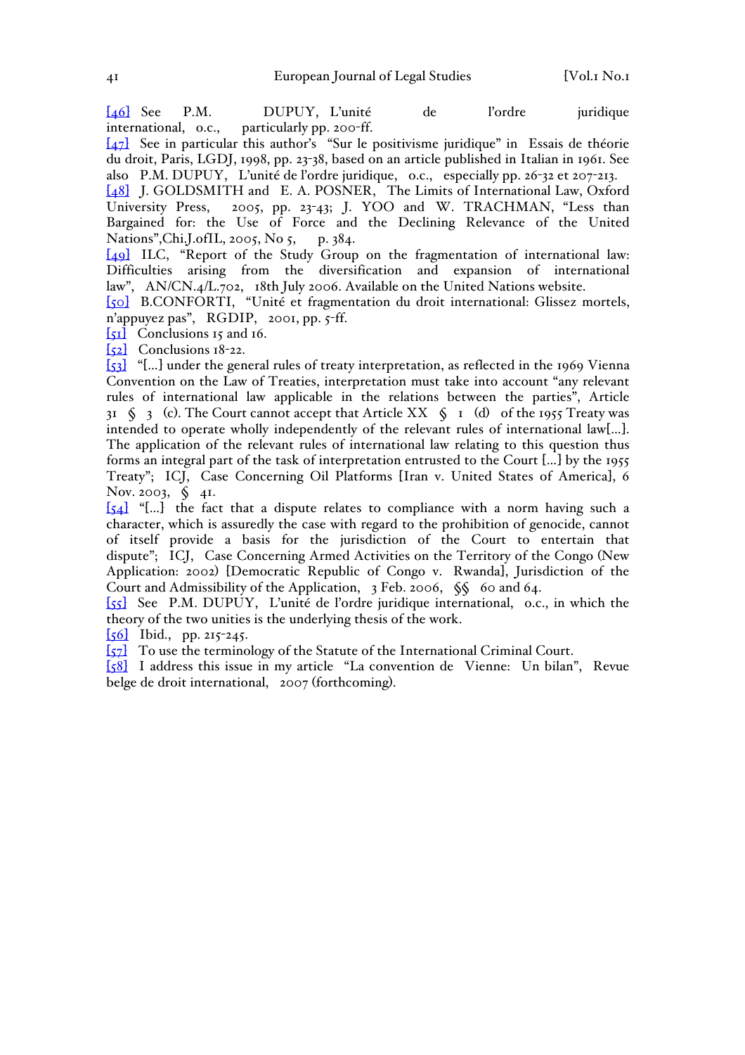[46] See P.M. DUPUY, L'unité de l'ordre juridique international, o.c., particularly pp. 200-ff.

[47] See in particular this author's "Sur le positivisme juridique" in Essais de théorie du droit, Paris, LGDJ, 1998, pp. 23-38, based on an article published in Italian in 1961. See also P.M. DUPUY, L'unité de l'ordre juridique, o.c., especially pp. 26-32 et 207-213.

[48] J. GOLDSMITH and E. A. POSNER, The Limits of International Law, Oxford University Press, 2005, pp. 23-43; J. YOO and W. TRACHMAN, "Less than Bargained for: the Use of Force and the Declining Relevance of the United Nations",Chi.J.ofIL, 2005, No 5, p. 384.

[49] ILC, "Report of the Study Group on the fragmentation of international law: Difficulties arising from the diversification and expansion of international law", AN/CN.4/L.702, 18th July 2006. Available on the United Nations website.

[50] B.CONFORTI, "Unité et fragmentation du droit international: Glissez mortels, n'appuyez pas", RGDIP, 2001, pp. 5-ff.

[51] Conclusions 15 and 16.

[52] Conclusions 18-22.

[53] "[...] under the general rules of treaty interpretation, as reflected in the 1969 Vienna Convention on the Law of Treaties, interpretation must take into account "any relevant rules of international law applicable in the relations between the parties", Article 31 § 3 (c). The Court cannot accept that Article XX § 1 (d) of the 1955 Treaty was intended to operate wholly independently of the relevant rules of international law[...]. The application of the relevant rules of international law relating to this question thus forms an integral part of the task of interpretation entrusted to the Court [...] by the 1955 Treaty"; ICJ, Case Concerning Oil Platforms [Iran v. United States of America], 6 Nov. 2003, § 41.

[54] "[...] the fact that a dispute relates to compliance with a norm having such a character, which is assuredly the case with regard to the prohibition of genocide, cannot of itself provide a basis for the jurisdiction of the Court to entertain that dispute"; ICJ, Case Concerning Armed Activities on the Territory of the Congo (New Application: 2002) [Democratic Republic of Congo v. Rwanda], Jurisdiction of the Court and Admissibility of the Application, 3 Feb. 2006, §§ 60 and 64.

[55] See P.M. DUPUY, L'unité de l'ordre juridique international, o.c., in which the theory of the two unities is the underlying thesis of the work.

[56] Ibid., pp. 215-245.

[57] To use the terminology of the Statute of the International Criminal Court.

[58] I address this issue in my article "La convention de Vienne: Un bilan", Revue belge de droit international, 2007 (forthcoming).